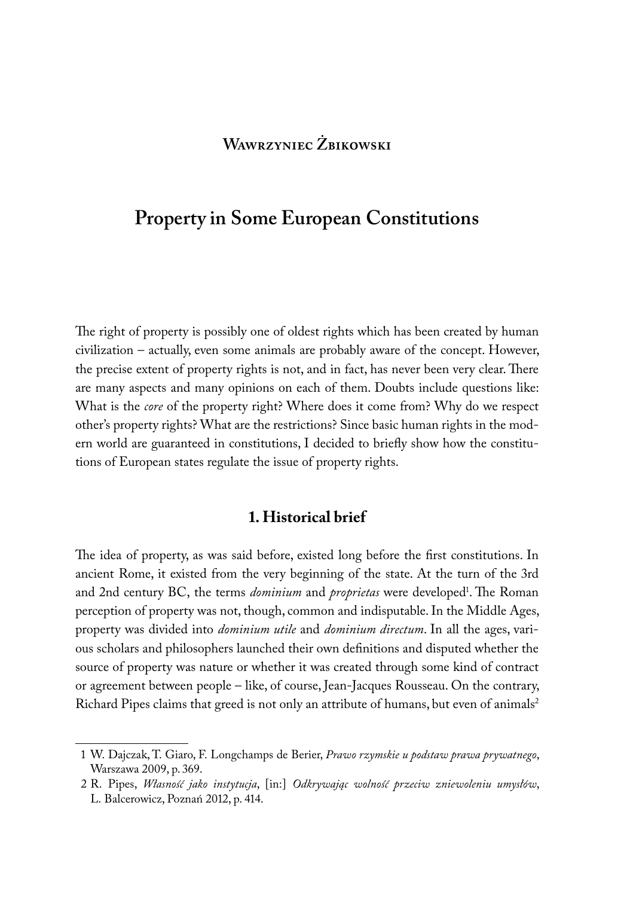Wawrzyniec Żbikowski

# Property in Some European Constitutions

The right of property is possibly one of oldest rights which has been created by human civilization – actually, even some animals are probably aware of the concept. However, the precise extent of property rights is not, and in fact, has never been very clear. There are many aspects and many opinions on each of them. Doubts include questions like: What is the *core* of the property right? Where does it come from? Why do we respect other's property rights? What are the restrictions? Since basic human rights in the modern world are guaranteed in constitutions, I decided to briefly show how the constitutions of European states regulate the issue of property rights.

## 1. Historical brief

The idea of property, as was said before, existed long before the first constitutions. In ancient Rome, it existed from the very beginning of the state. At the turn of the 3rd and 2nd century BC, the terms *dominium* and *proprietas* were developed[1]. The Roman perception of property was not, though, common and indisputable. In the Middle Ages, property was divided into *dominium utile* and *dominium directum*. In all the ages, various scholars and philosophers launched their own definitions and disputed whether the source of property was nature or whether it was created through some kind of contract or agreement between people – like, of course, Jean-Jacques Rousseau. On the contrary, Richard Pipes claims that greed is not only an attribute of humans, but even of animals[2]

---

1 W. Dajczak, T. Giaro, F. Longchamps de Berier, *Prawo rzymskie u podstaw prawa prywatnego*, Warszawa 2009, p. 369.

2 R. Pipes, *Własność jako instytucja*, [in:] *Odkrywając wolność przeciw zniewoleniu umysłów*, L. Balcerowicz, Poznań 2012, p. 414.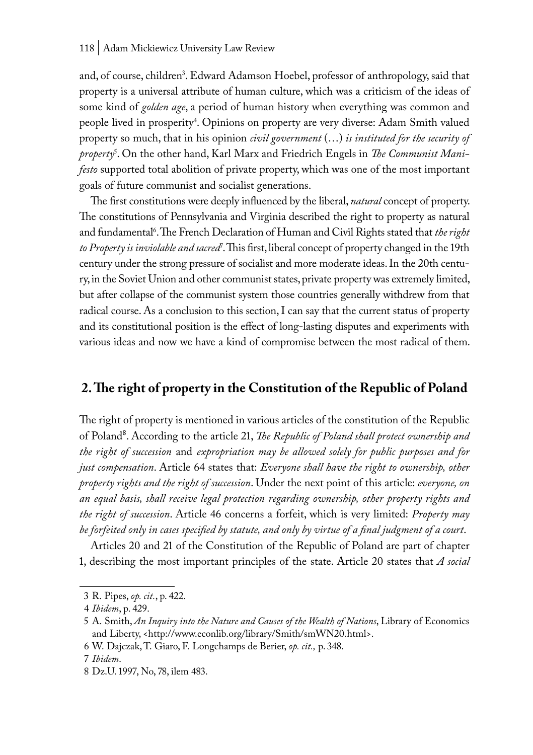and, of course, children[3]. Edward Adamson Hoebel, professor of anthropology, said that property is a universal attribute of human culture, which was a criticism of the ideas of some kind of *golden age*, a period of human history when everything was common and people lived in prosperity[4]. Opinions on property are very diverse: Adam Smith valued property so much, that in his opinion *civil government* (…) *is instituted for the security of property*[5]. On the other hand, Karl Marx and Friedrich Engels in *The Communist Manifesto* supported total abolition of private property, which was one of the most important goals of future communist and socialist generations.

The first constitutions were deeply influenced by the liberal, *natural* concept of property. The constitutions of Pennsylvania and Virginia described the right to property as natural and fundamental[6]. The French Declaration of Human and Civil Rights stated that *the right to Property is inviolable and sacred*[7]. This first, liberal concept of property changed in the 19th century under the strong pressure of socialist and more moderate ideas. In the 20th century, in the Soviet Union and other communist states, private property was extremely limited, but after collapse of the communist system those countries generally withdrew from that radical course. As a conclusion to this section, I can say that the current status of property and its constitutional position is the effect of long-lasting disputes and experiments with various ideas and now we have a kind of compromise between the most radical of them.

## 2. The right of property in the Constitution of the Republic of Poland

The right of property is mentioned in various articles of the constitution of the Republic of Poland[8]. According to the article 21, *The Republic of Poland shall protect ownership and the right of succession* and *expropriation may be allowed solely for public purposes and for just compensation*. Article 64 states that: *Everyone shall have the right to ownership, other property rights and the right of succession*. Under the next point of this article: *everyone, on an equal basis, shall receive legal protection regarding ownership, other property rights and the right of succession*. Article 46 concerns a forfeit, which is very limited: *Property may be forfeited only in cases specified by statute, and only by virtue of a final judgment of a court*.

Articles 20 and 21 of the Constitution of the Republic of Poland are part of chapter 1, describing the most important principles of the state. Article 20 states that *A social*

---

3 R. Pipes, *op. cit.*, p. 422.

4 *Ibidem*, p. 429.

5 A. Smith, *An Inquiry into the Nature and Causes of the Wealth of Nations*, Library of Economics and Liberty, <http://www.econlib.org/library/Smith/smWN20.html>.

6 W. Dajczak, T. Giaro, F. Longchamps de Berier, *op. cit.,* p. 348.

7 *Ibidem*.

8 Dz.U. 1997, No, 78, ilem 483.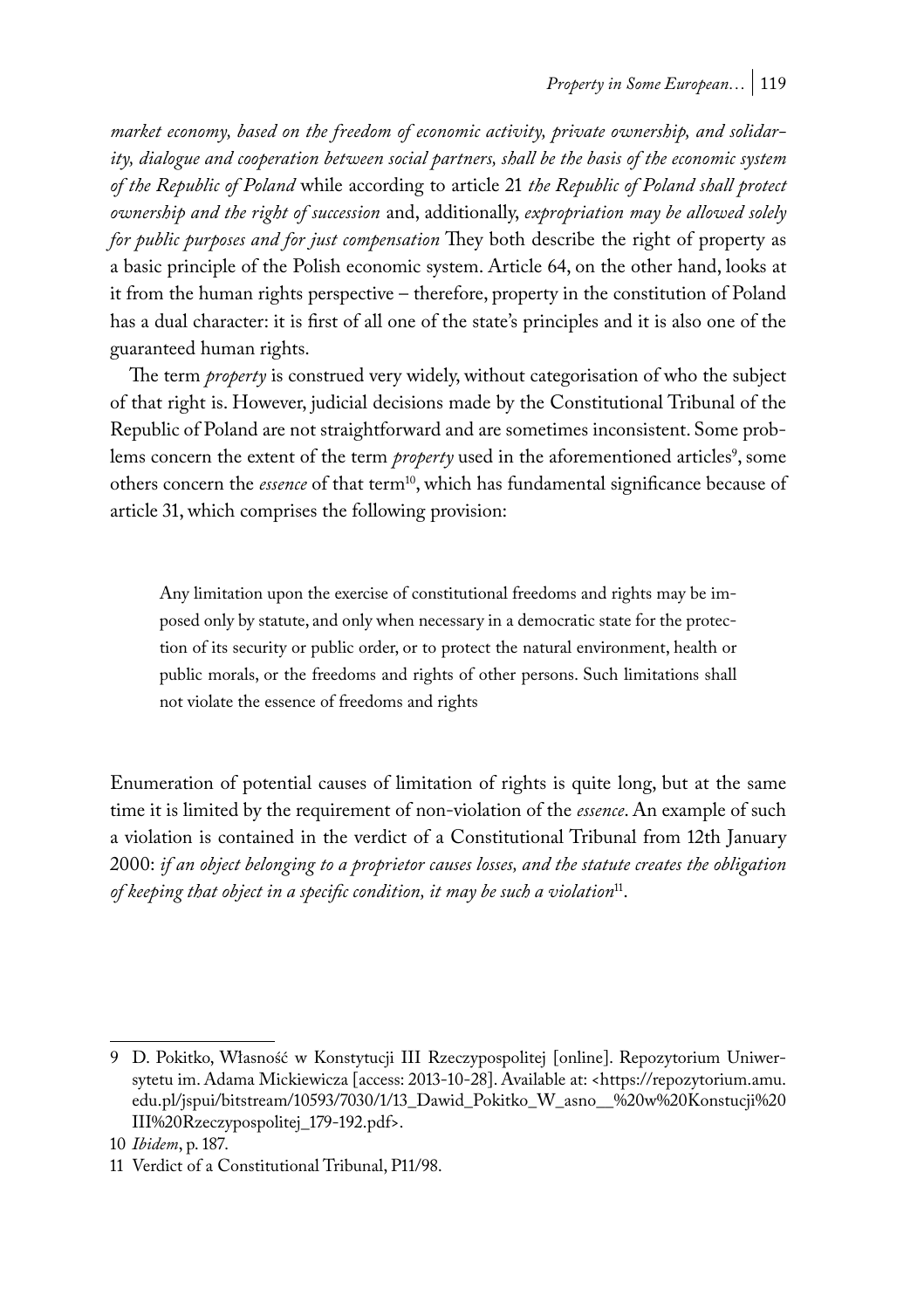*market economy, based on the freedom of economic activity, private ownership, and solidarity, dialogue and cooperation between social partners, shall be the basis of the economic system of the Republic of Poland* while according to article 21 *the Republic of Poland shall protect ownership and the right of succession* and, additionally, *expropriation may be allowed solely for public purposes and for just compensation* They both describe the right of property as a basic principle of the Polish economic system. Article 64, on the other hand, looks at it from the human rights perspective – therefore, property in the constitution of Poland has a dual character: it is first of all one of the state's principles and it is also one of the guaranteed human rights.

The term *property* is construed very widely, without categorisation of who the subject of that right is. However, judicial decisions made by the Constitutional Tribunal of the Republic of Poland are not straightforward and are sometimes inconsistent. Some problems concern the extent of the term *property* used in the aforementioned articles[9], some others concern the *essence* of that term[10], which has fundamental significance because of article 31, which comprises the following provision:

> Any limitation upon the exercise of constitutional freedoms and rights may be imposed only by statute, and only when necessary in a democratic state for the protection of its security or public order, or to protect the natural environment, health or public morals, or the freedoms and rights of other persons. Such limitations shall not violate the essence of freedoms and rights

Enumeration of potential causes of limitation of rights is quite long, but at the same time it is limited by the requirement of non-violation of the *essence*. An example of such a violation is contained in the verdict of a Constitutional Tribunal from 12th January 2000: *if an object belonging to a proprietor causes losses, and the statute creates the obligation of keeping that object in a specific condition, it may be such a violation*[11].

---

9 D. Pokitko, Własność w Konstytucji III Rzeczypospolitej [online]. Repozytorium Uniwersytetu im. Adama Mickiewicza [access: 2013-10-28]. Available at: <https://repozytorium.amu.edu.pl/jspui/bitstream/10593/7030/1/13_Dawid_Pokitko_W_asno__%20w%20Konstucji%20III%20Rzeczypospolitej_179-192.pdf>.

10 *Ibidem*, p. 187.

11 Verdict of a Constitutional Tribunal, P11/98.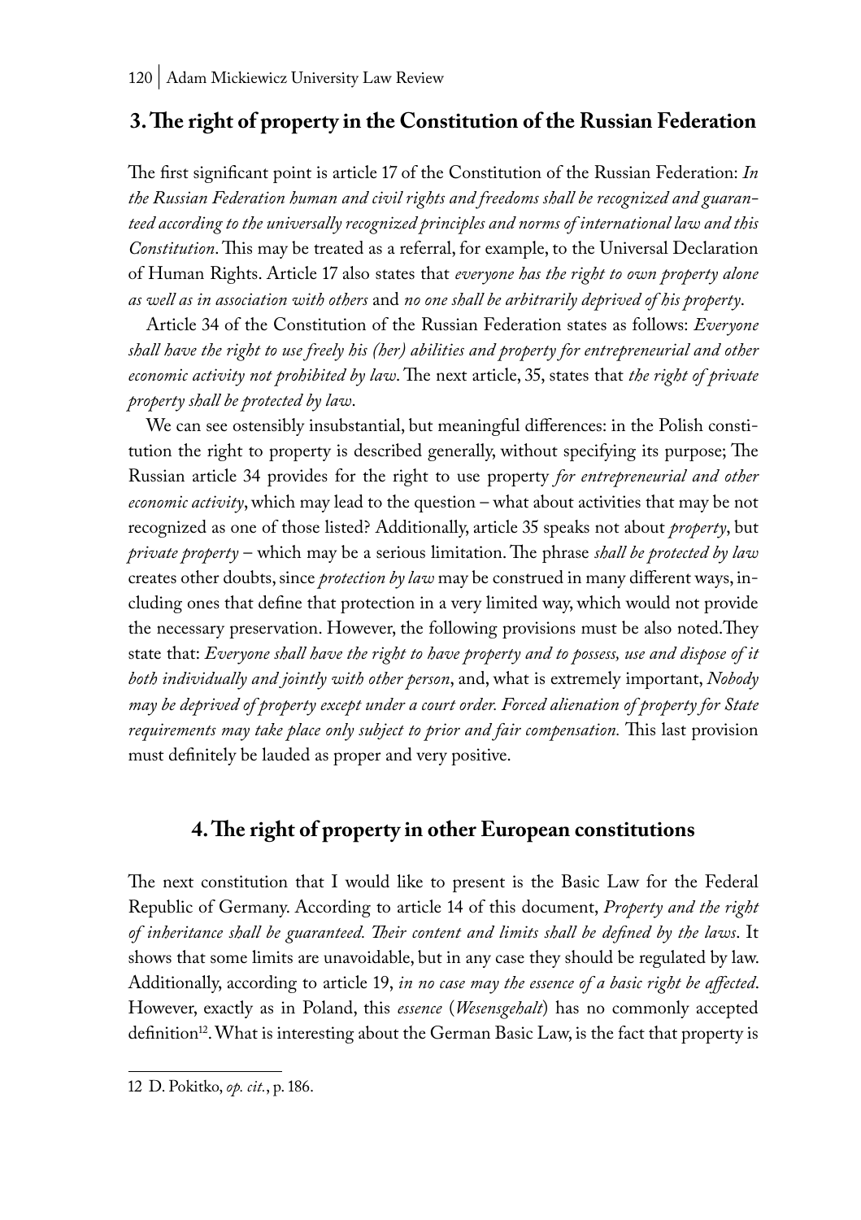## 3. The right of property in the Constitution of the Russian Federation

The first significant point is article 17 of the Constitution of the Russian Federation: *In the Russian Federation human and civil rights and freedoms shall be recognized and guaranteed according to the universally recognized principles and norms of international law and this Constitution*. This may be treated as a referral, for example, to the Universal Declaration of Human Rights. Article 17 also states that *everyone has the right to own property alone as well as in association with others* and *no one shall be arbitrarily deprived of his property*.

Article 34 of the Constitution of the Russian Federation states as follows: *Everyone shall have the right to use freely his (her) abilities and property for entrepreneurial and other economic activity not prohibited by law*. The next article, 35, states that *the right of private property shall be protected by law*.

We can see ostensibly insubstantial, but meaningful differences: in the Polish constitution the right to property is described generally, without specifying its purpose; The Russian article 34 provides for the right to use property *for entrepreneurial and other economic activity*, which may lead to the question – what about activities that may be not recognized as one of those listed? Additionally, article 35 speaks not about *property*, but *private property* – which may be a serious limitation. The phrase *shall be protected by law* creates other doubts, since *protection by law* may be construed in many different ways, including ones that define that protection in a very limited way, which would not provide the necessary preservation. However, the following provisions must be also noted.They state that: *Everyone shall have the right to have property and to possess, use and dispose of it both individually and jointly with other person*, and, what is extremely important, *Nobody may be deprived of property except under a court order. Forced alienation of property for State requirements may take place only subject to prior and fair compensation.* This last provision must definitely be lauded as proper and very positive.

## 4. The right of property in other European constitutions

The next constitution that I would like to present is the Basic Law for the Federal Republic of Germany. According to article 14 of this document, *Property and the right of inheritance shall be guaranteed. Their content and limits shall be defined by the laws*. It shows that some limits are unavoidable, but in any case they should be regulated by law. Additionally, according to article 19, *in no case may the essence of a basic right be affected*. However, exactly as in Poland, this *essence* (*Wesensgehalt*) has no commonly accepted definition[12]. What is interesting about the German Basic Law, is the fact that property is

12 D. Pokitko, *op. cit.*, p. 186.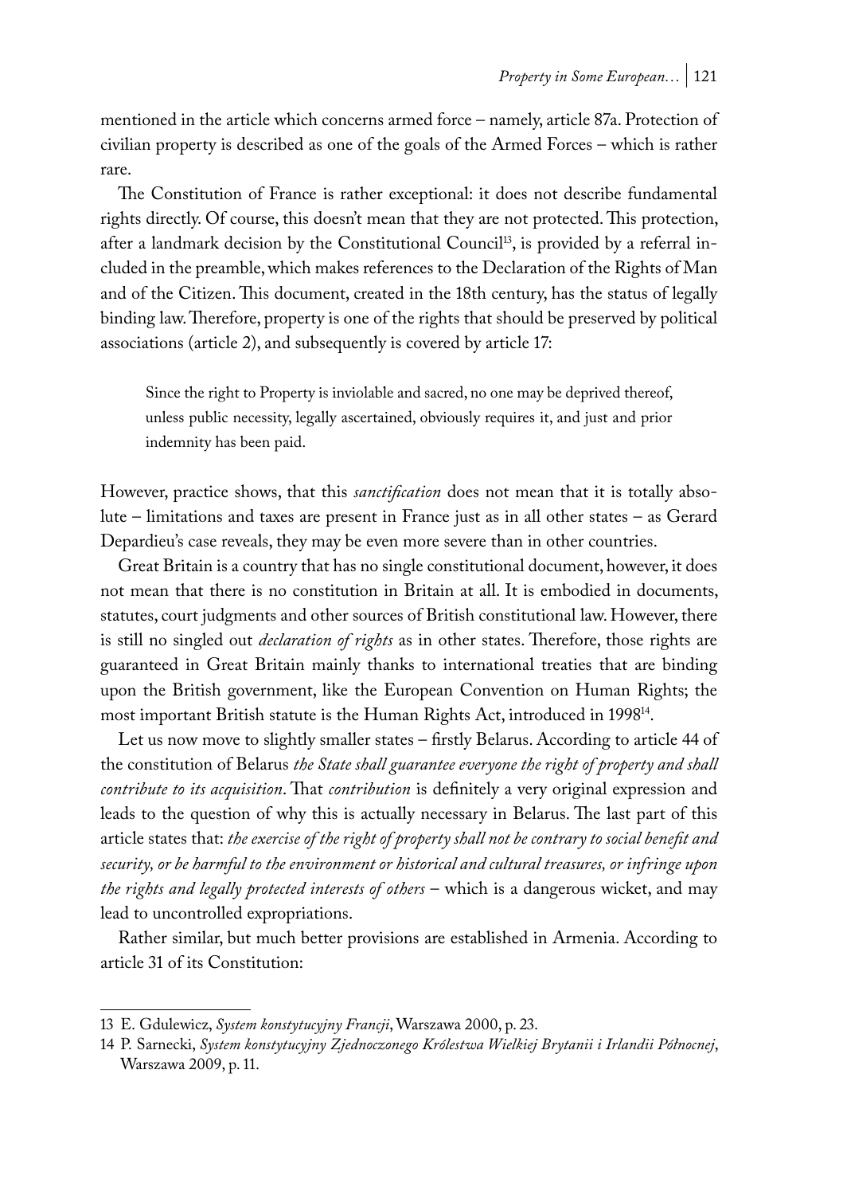mentioned in the article which concerns armed force – namely, article 87a. Protection of civilian property is described as one of the goals of the Armed Forces – which is rather rare.

The Constitution of France is rather exceptional: it does not describe fundamental rights directly. Of course, this doesn't mean that they are not protected. This protection, after a landmark decision by the Constitutional Council[13], is provided by a referral included in the preamble, which makes references to the Declaration of the Rights of Man and of the Citizen. This document, created in the 18th century, has the status of legally binding law. Therefore, property is one of the rights that should be preserved by political associations (article 2), and subsequently is covered by article 17:

> Since the right to Property is inviolable and sacred, no one may be deprived thereof, unless public necessity, legally ascertained, obviously requires it, and just and prior indemnity has been paid.

However, practice shows, that this *sanctification* does not mean that it is totally absolute – limitations and taxes are present in France just as in all other states – as Gerard Depardieu's case reveals, they may be even more severe than in other countries.

Great Britain is a country that has no single constitutional document, however, it does not mean that there is no constitution in Britain at all. It is embodied in documents, statutes, court judgments and other sources of British constitutional law. However, there is still no singled out *declaration of rights* as in other states. Therefore, those rights are guaranteed in Great Britain mainly thanks to international treaties that are binding upon the British government, like the European Convention on Human Rights; the most important British statute is the Human Rights Act, introduced in 1998[14].

Let us now move to slightly smaller states – firstly Belarus. According to article 44 of the constitution of Belarus *the State shall guarantee everyone the right of property and shall contribute to its acquisition*. That *contribution* is definitely a very original expression and leads to the question of why this is actually necessary in Belarus. The last part of this article states that: *the exercise of the right of property shall not be contrary to social benefit and security, or be harmful to the environment or historical and cultural treasures, or infringe upon the rights and legally protected interests of others* – which is a dangerous wicket, and may lead to uncontrolled expropriations.

Rather similar, but much better provisions are established in Armenia. According to article 31 of its Constitution:

---

13 E. Gdulewicz, *System konstytucyjny Francji*, Warszawa 2000, p. 23.

14 P. Sarnecki, *System konstytucyjny Zjednoczonego Królestwa Wielkiej Brytanii i Irlandii Północnej*, Warszawa 2009, p. 11.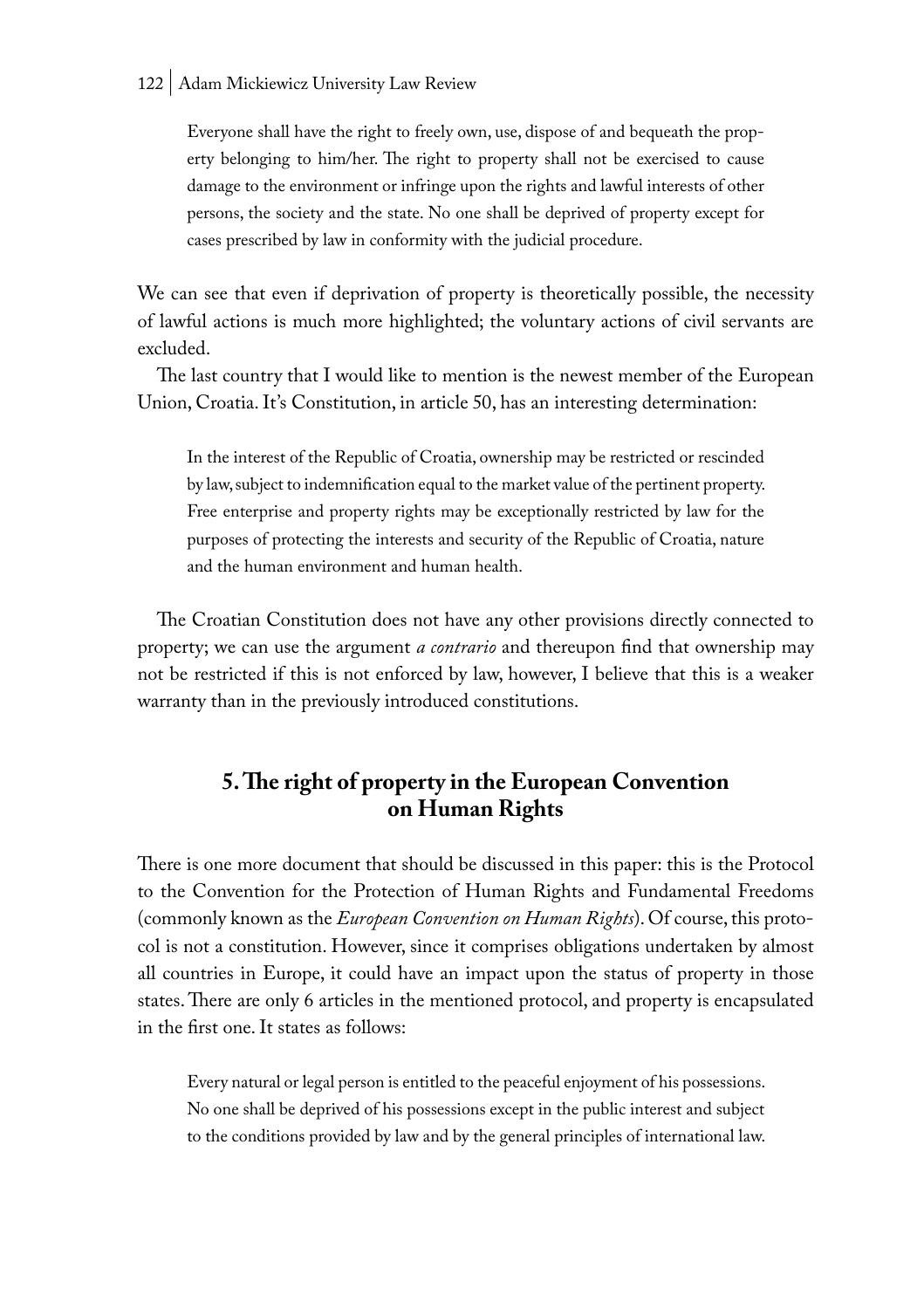> Everyone shall have the right to freely own, use, dispose of and bequeath the property belonging to him/her. The right to property shall not be exercised to cause damage to the environment or infringe upon the rights and lawful interests of other persons, the society and the state. No one shall be deprived of property except for cases prescribed by law in conformity with the judicial procedure.

We can see that even if deprivation of property is theoretically possible, the necessity of lawful actions is much more highlighted; the voluntary actions of civil servants are excluded.

The last country that I would like to mention is the newest member of the European Union, Croatia. It's Constitution, in article 50, has an interesting determination:

> In the interest of the Republic of Croatia, ownership may be restricted or rescinded by law, subject to indemnification equal to the market value of the pertinent property. Free enterprise and property rights may be exceptionally restricted by law for the purposes of protecting the interests and security of the Republic of Croatia, nature and the human environment and human health.

The Croatian Constitution does not have any other provisions directly connected to property; we can use the argument *a contrario* and thereupon find that ownership may not be restricted if this is not enforced by law, however, I believe that this is a weaker warranty than in the previously introduced constitutions.

## 5. The right of property in the European Convention on Human Rights

There is one more document that should be discussed in this paper: this is the Protocol to the Convention for the Protection of Human Rights and Fundamental Freedoms (commonly known as the *European Convention on Human Rights*). Of course, this protocol is not a constitution. However, since it comprises obligations undertaken by almost all countries in Europe, it could have an impact upon the status of property in those states. There are only 6 articles in the mentioned protocol, and property is encapsulated in the first one. It states as follows:

> Every natural or legal person is entitled to the peaceful enjoyment of his possessions. No one shall be deprived of his possessions except in the public interest and subject to the conditions provided by law and by the general principles of international law.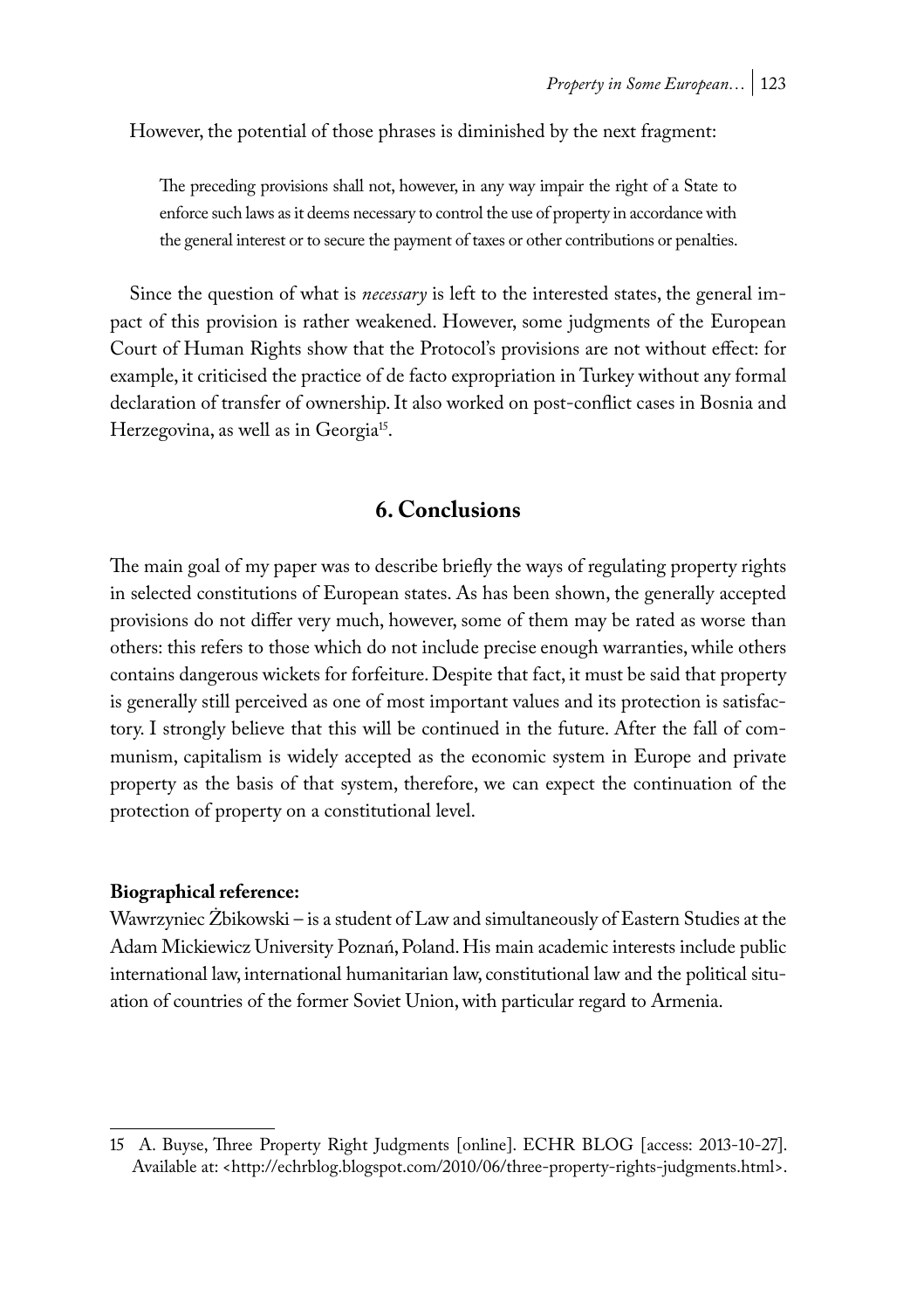However, the potential of those phrases is diminished by the next fragment:

> The preceding provisions shall not, however, in any way impair the right of a State to enforce such laws as it deems necessary to control the use of property in accordance with the general interest or to secure the payment of taxes or other contributions or penalties.

Since the question of what is *necessary* is left to the interested states, the general impact of this provision is rather weakened. However, some judgments of the European Court of Human Rights show that the Protocol's provisions are not without effect: for example, it criticised the practice of de facto expropriation in Turkey without any formal declaration of transfer of ownership. It also worked on post-conflict cases in Bosnia and Herzegovina, as well as in Georgia[15].

## 6. Conclusions

The main goal of my paper was to describe briefly the ways of regulating property rights in selected constitutions of European states. As has been shown, the generally accepted provisions do not differ very much, however, some of them may be rated as worse than others: this refers to those which do not include precise enough warranties, while others contains dangerous wickets for forfeiture. Despite that fact, it must be said that property is generally still perceived as one of most important values and its protection is satisfactory. I strongly believe that this will be continued in the future. After the fall of communism, capitalism is widely accepted as the economic system in Europe and private property as the basis of that system, therefore, we can expect the continuation of the protection of property on a constitutional level.

**Biographical reference:**

Wawrzyniec Żbikowski – is a student of Law and simultaneously of Eastern Studies at the Adam Mickiewicz University Poznań, Poland. His main academic interests include public international law, international humanitarian law, constitutional law and the political situation of countries of the former Soviet Union, with particular regard to Armenia.

---

15 A. Buyse, Three Property Right Judgments [online]. ECHR BLOG [access: 2013-10-27]. Available at: <http://echrblog.blogspot.com/2010/06/three-property-rights-judgments.html>.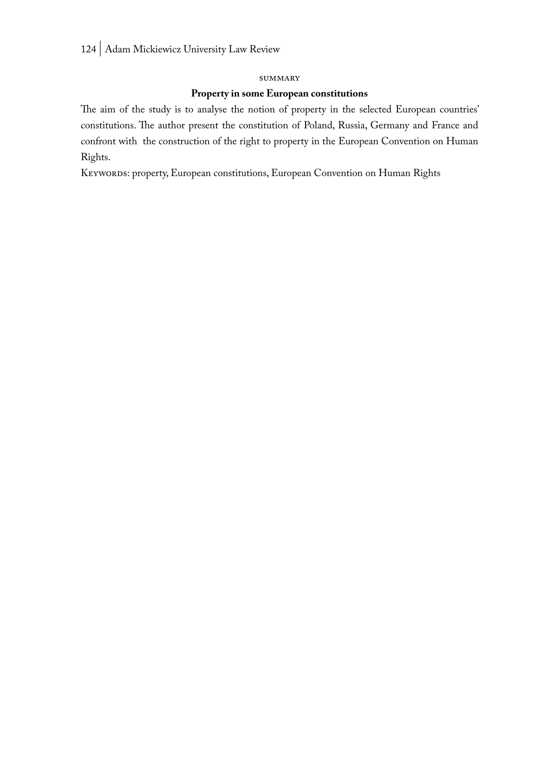## SUMMARY

### Property in some European constitutions

The aim of the study is to analyse the notion of property in the selected European countries' constitutions. The author present the constitution of Poland, Russia, Germany and France and confront with the construction of the right to property in the European Convention on Human Rights.

KEYWORDS: property, European constitutions, European Convention on Human Rights